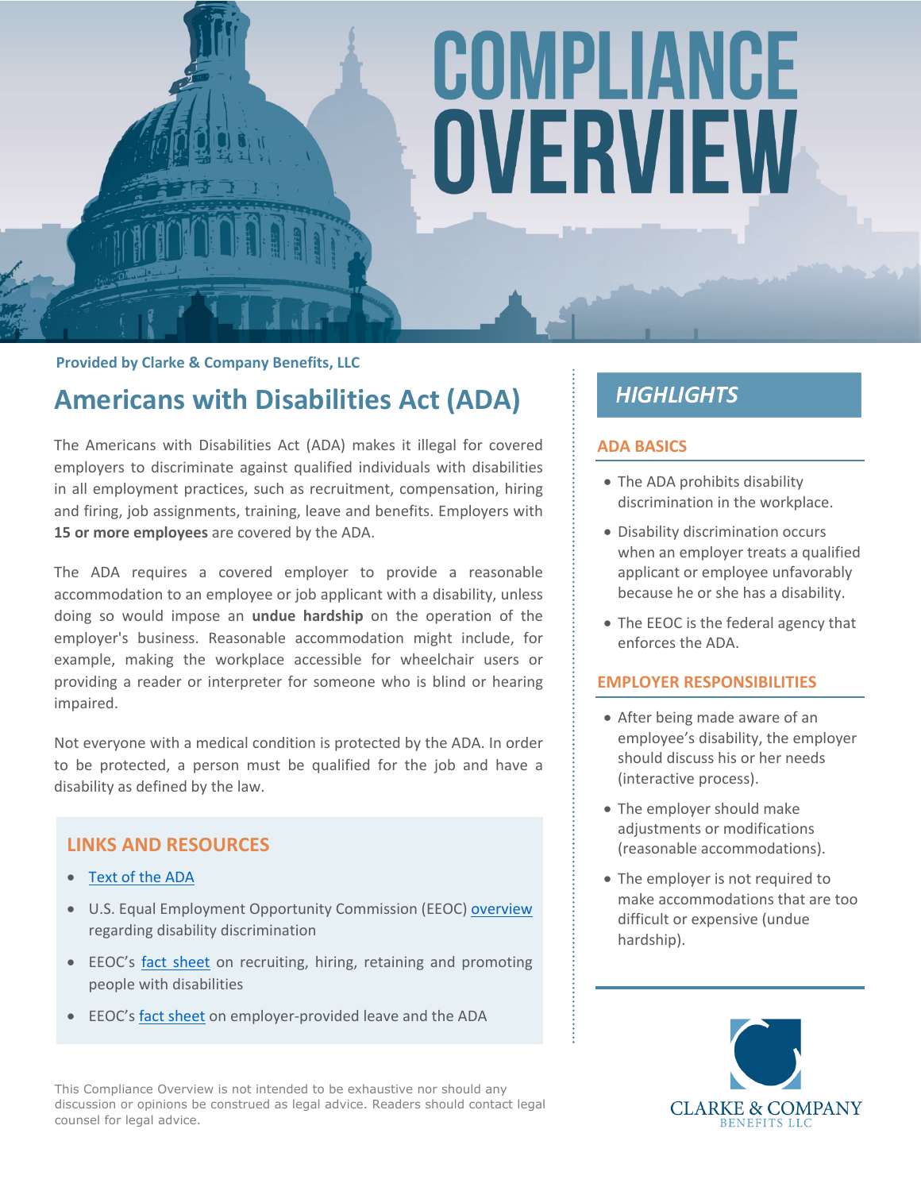# COMPLIANCE OVERVIEW

**Provided by Clarke & Company Benefits, LLC**

## Americans with Disabilities Act (ADA)

The Americans with Disabilities Act (ADA) makes it illegal for covered employers to discriminate against qualified individuals with disabilities in all employment practices, such as recruitment, compensation, hiring and firing, job assignments, training, leave and benefits. Employers with **15 or more employees** are covered by the ADA.

The ADA requires a covered employer to provide a reasonable accommodation to an employee or job applicant with a disability, unless doing so would impose an **undue hardship** on the operation of the employer's business. Reasonable accommodation might include, for example, making the workplace accessible for wheelchair users or providing a reader or interpreter for someone who is blind or hearing impaired.

Not everyone with a medical condition is protected by the ADA. In order to be protected, a person must be qualified for the job and have a disability as defined by the law.

### LINKS AND RESOURCES

- Text of the ADA
- U.S. Equal Employment Opportunity Commission (EEOC) overview regarding disability discrimination
- EEOC's fact sheet on recruiting, hiring, retaining and promoting people with disabilities
- EEOC's fact sheet on employer-provided leave and the ADA

This Compliance Overview is not intended to be exhaustive nor should any discussion or opinions be construed as legal advice. Readers should contact legal counsel for legal advice.

## *HIGHLIGHTS*

### ADA BASICS

- The ADA prohibits disability discrimination in the workplace.
- Disability discrimination occurs when an employer treats a qualified applicant or employee unfavorably because he or she has a disability.
- The EEOC is the federal agency that enforces the ADA.

### EMPLOYER RESPONSIBILITIES

- After being made aware of an employee's disability, the employer should discuss his or her needs (interactive process).
- The employer should make adjustments or modifications (reasonable accommodations).
- The employer is not required to make accommodations that are too difficult or expensive (undue hardship).

CLARKE & COMPANY BENEFITS LLC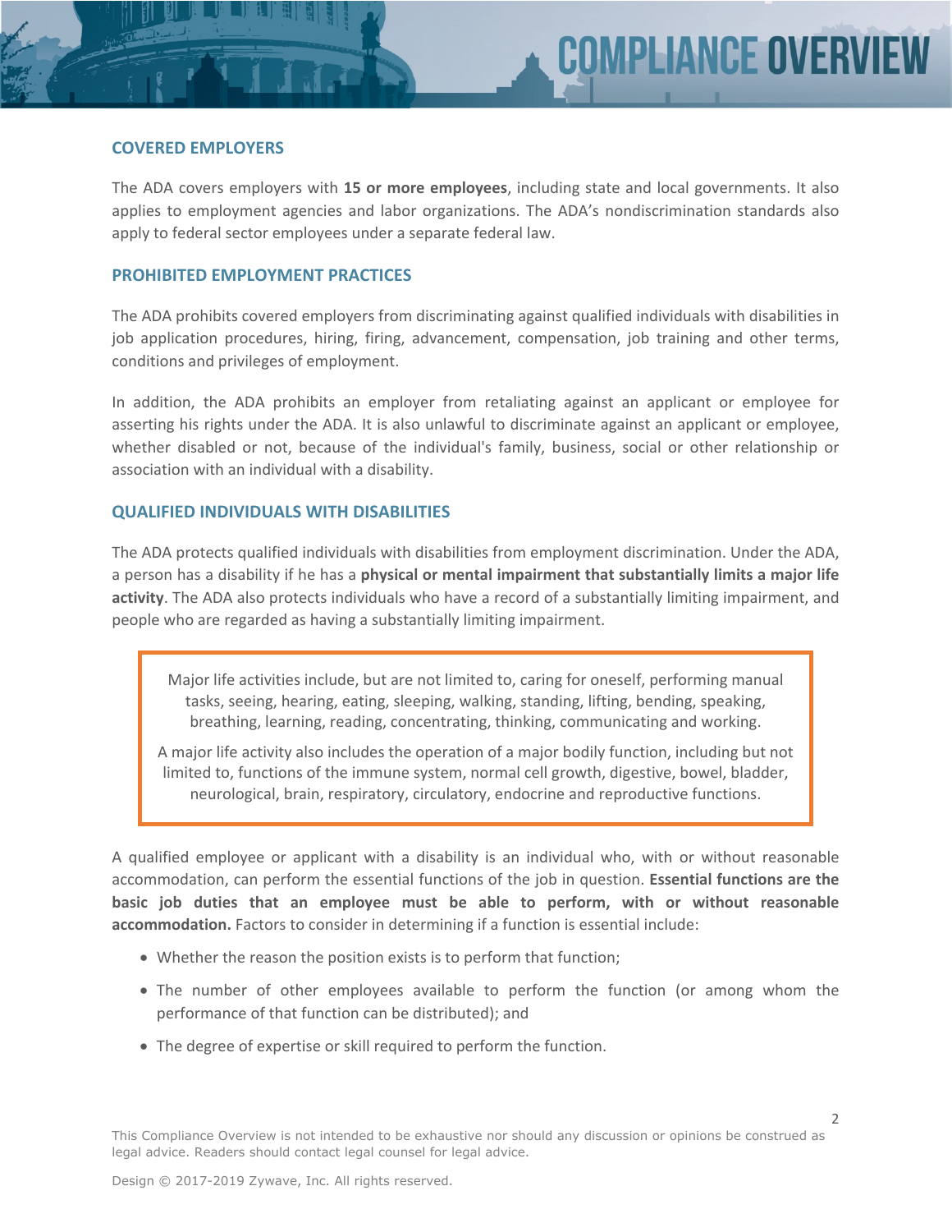## COVERED EMPLOYERS

The ADA covers employers with **15 or more employees**, including state and local governments. It also applies to employment agencies and labor organizations. The ADA's nondiscrimination standards also apply to federal sector employees under a separate federal law.

## PROHIBITED EMPLOYMENT PRACTICES

The ADA prohibits covered employers from discriminating against qualified individuals with disabilities in job application procedures, hiring, firing, advancement, compensation, job training and other terms, conditions and privileges of employment.

In addition, the ADA prohibits an employer from retaliating against an applicant or employee for asserting his rights under the ADA. It is also unlawful to discriminate against an applicant or employee, whether disabled or not, because of the individual's family, business, social or other relationship or association with an individual with a disability.

## QUALIFIED INDIVIDUALS WITH DISABILITIES

The ADA protects qualified individuals with disabilities from employment discrimination. Under the ADA, a person has a disability if he has a **physical or mental impairment that substantially limits a major life activity**. The ADA also protects individuals who have a record of a substantially limiting impairment, and people who are regarded as having a substantially limiting impairment.

> Major life activities include, but are not limited to, caring for oneself, performing manual tasks, seeing, hearing, eating, sleeping, walking, standing, lifting, bending, speaking, breathing, learning, reading, concentrating, thinking, communicating and working.
>
> A major life activity also includes the operation of a major bodily function, including but not limited to, functions of the immune system, normal cell growth, digestive, bowel, bladder, neurological, brain, respiratory, circulatory, endocrine and reproductive functions.

A qualified employee or applicant with a disability is an individual who, with or without reasonable accommodation, can perform the essential functions of the job in question. **Essential functions are the basic job duties that an employee must be able to perform, with or without reasonable accommodation.** Factors to consider in determining if a function is essential include:

- Whether the reason the position exists is to perform that function;
- The number of other employees available to perform the function (or among whom the performance of that function can be distributed); and
- The degree of expertise or skill required to perform the function.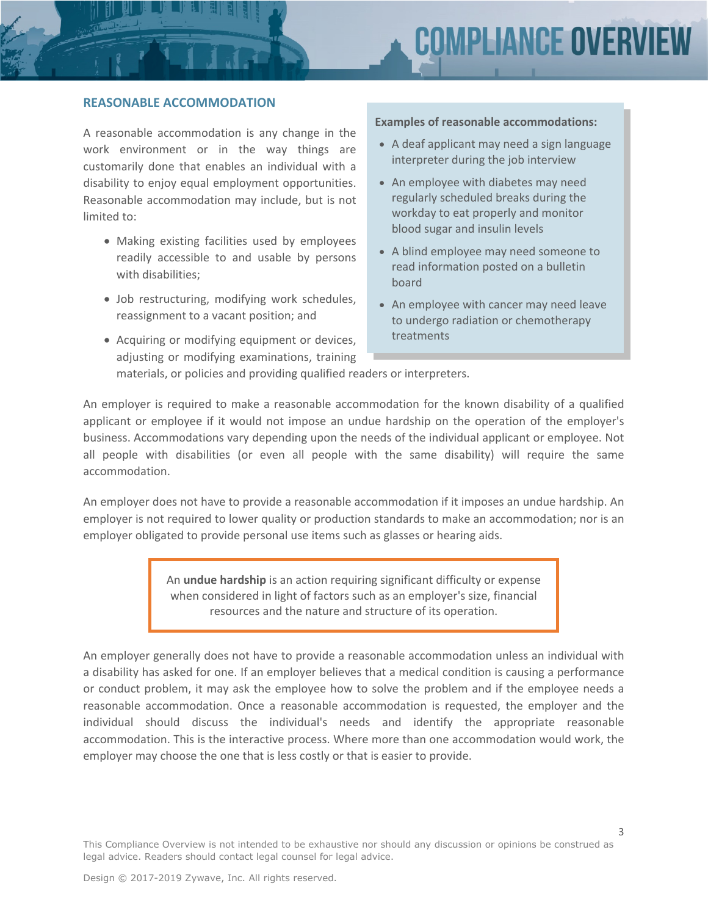## REASONABLE ACCOMMODATION

A reasonable accommodation is any change in the work environment or in the way things are customarily done that enables an individual with a disability to enjoy equal employment opportunities. Reasonable accommodation may include, but is not limited to:

- Making existing facilities used by employees readily accessible to and usable by persons with disabilities;
- Job restructuring, modifying work schedules, reassignment to a vacant position; and
- Acquiring or modifying equipment or devices, adjusting or modifying examinations, training materials, or policies and providing qualified readers or interpreters.

**Examples of reasonable accommodations:**

- A deaf applicant may need a sign language interpreter during the job interview
- An employee with diabetes may need regularly scheduled breaks during the workday to eat properly and monitor blood sugar and insulin levels
- A blind employee may need someone to read information posted on a bulletin board
- An employee with cancer may need leave to undergo radiation or chemotherapy treatments

An employer is required to make a reasonable accommodation for the known disability of a qualified applicant or employee if it would not impose an undue hardship on the operation of the employer's business. Accommodations vary depending upon the needs of the individual applicant or employee. Not all people with disabilities (or even all people with the same disability) will require the same accommodation.

An employer does not have to provide a reasonable accommodation if it imposes an undue hardship. An employer is not required to lower quality or production standards to make an accommodation; nor is an employer obligated to provide personal use items such as glasses or hearing aids.

An **undue hardship** is an action requiring significant difficulty or expense when considered in light of factors such as an employer's size, financial resources and the nature and structure of its operation.

An employer generally does not have to provide a reasonable accommodation unless an individual with a disability has asked for one. If an employer believes that a medical condition is causing a performance or conduct problem, it may ask the employee how to solve the problem and if the employee needs a reasonable accommodation. Once a reasonable accommodation is requested, the employer and the individual should discuss the individual's needs and identify the appropriate reasonable accommodation. This is the interactive process. Where more than one accommodation would work, the employer may choose the one that is less costly or that is easier to provide.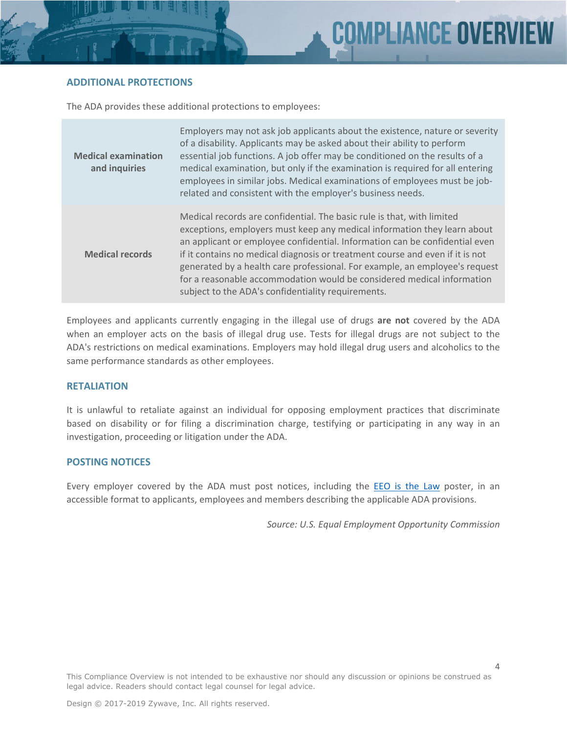## ADDITIONAL PROTECTIONS

The ADA provides these additional protections to employees:

| | |
|---|---|
| **Medical examination and inquiries** | Employers may not ask job applicants about the existence, nature or severity of a disability. Applicants may be asked about their ability to perform essential job functions. A job offer may be conditioned on the results of a medical examination, but only if the examination is required for all entering employees in similar jobs. Medical examinations of employees must be job-related and consistent with the employer's business needs. |
| **Medical records** | Medical records are confidential. The basic rule is that, with limited exceptions, employers must keep any medical information they learn about an applicant or employee confidential. Information can be confidential even if it contains no medical diagnosis or treatment course and even if it is not generated by a health care professional. For example, an employee's request for a reasonable accommodation would be considered medical information subject to the ADA's confidentiality requirements. |

Employees and applicants currently engaging in the illegal use of drugs **are not** covered by the ADA when an employer acts on the basis of illegal drug use. Tests for illegal drugs are not subject to the ADA's restrictions on medical examinations. Employers may hold illegal drug users and alcoholics to the same performance standards as other employees.

## RETALIATION

It is unlawful to retaliate against an individual for opposing employment practices that discriminate based on disability or for filing a discrimination charge, testifying or participating in any way in an investigation, proceeding or litigation under the ADA.

## POSTING NOTICES

Every employer covered by the ADA must post notices, including the EEO is the Law poster, in an accessible format to applicants, employees and members describing the applicable ADA provisions.

*Source: U.S. Equal Employment Opportunity Commission*

This Compliance Overview is not intended to be exhaustive nor should any discussion or opinions be construed as legal advice. Readers should contact legal counsel for legal advice.

Design © 2017-2019 Zywave, Inc. All rights reserved.